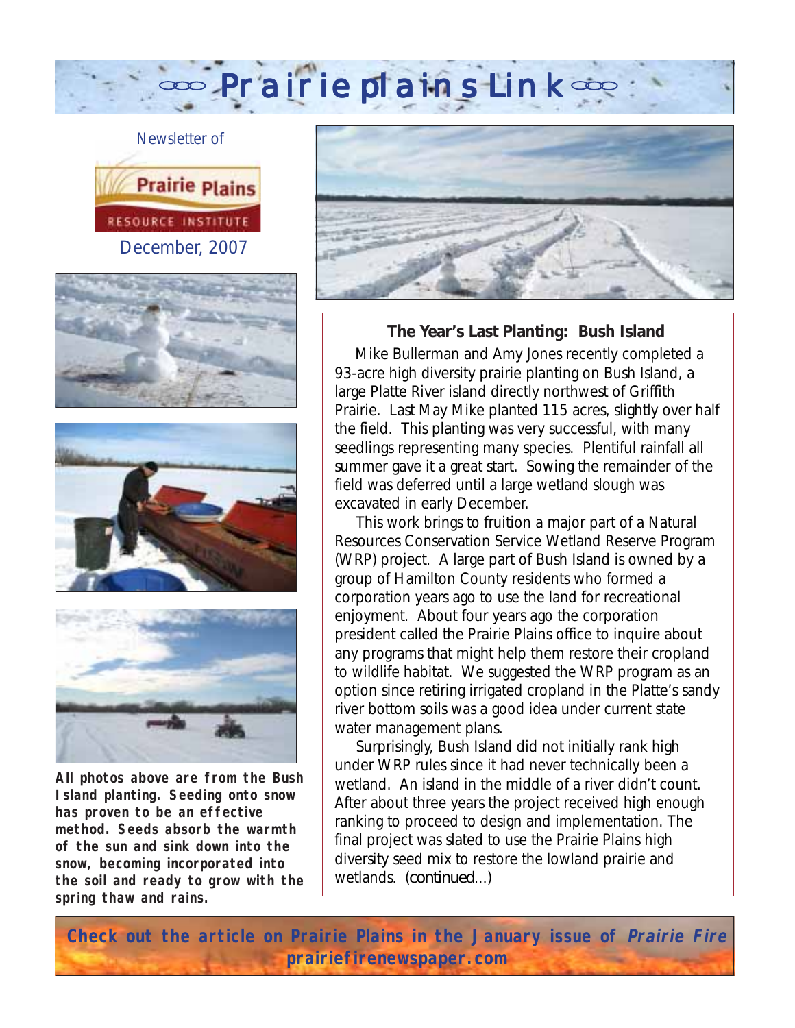# Prairie plains Link

Newsletter of

Prairie Plains RESOURCE INSTITUTE

December, 2007

**All photos above are from the Bush Island planting. Seeding onto snow has proven to be an effective method. Seeds absorb the warmth of the sun and sink down into the snow, becoming incorporated into the soil and ready to grow with the spring thaw and rains.**

## The Year's Last Planting: Bush Island

Mike Bullerman and Amy Jones recently completed a 93-acre high diversity prairie planting on Bush Island, a large Platte River island directly northwest of Griffith Prairie. Last May Mike planted 115 acres, slightly over half the field. This planting was very successful, with many seedlings representing many species. Plentiful rainfall all summer gave it a great start. Sowing the remainder of the field was deferred until a large wetland slough was excavated in early December.

This work brings to fruition a major part of a Natural Resources Conservation Service Wetland Reserve Program (WRP) project. A large part of Bush Island is owned by a group of Hamilton County residents who formed a corporation years ago to use the land for recreational enjoyment. About four years ago the corporation president called the Prairie Plains office to inquire about any programs that might help them restore their cropland to wildlife habitat. We suggested the WRP program as an option since retiring irrigated cropland in the Platte's sandy river bottom soils was a good idea under current state water management plans.

Surprisingly, Bush Island did not initially rank high under WRP rules since it had never technically been a wetland. An island in the middle of a river didn't count. After about three years the project received high enough ranking to proceed to design and implementation. The final project was slated to use the Prairie Plains high diversity seed mix to restore the lowland prairie and wetlands. *(continued...)*

**Check out the article on Prairie Plains in the January issue of *Prairie Fire***
**prairiefirenewspaper.com**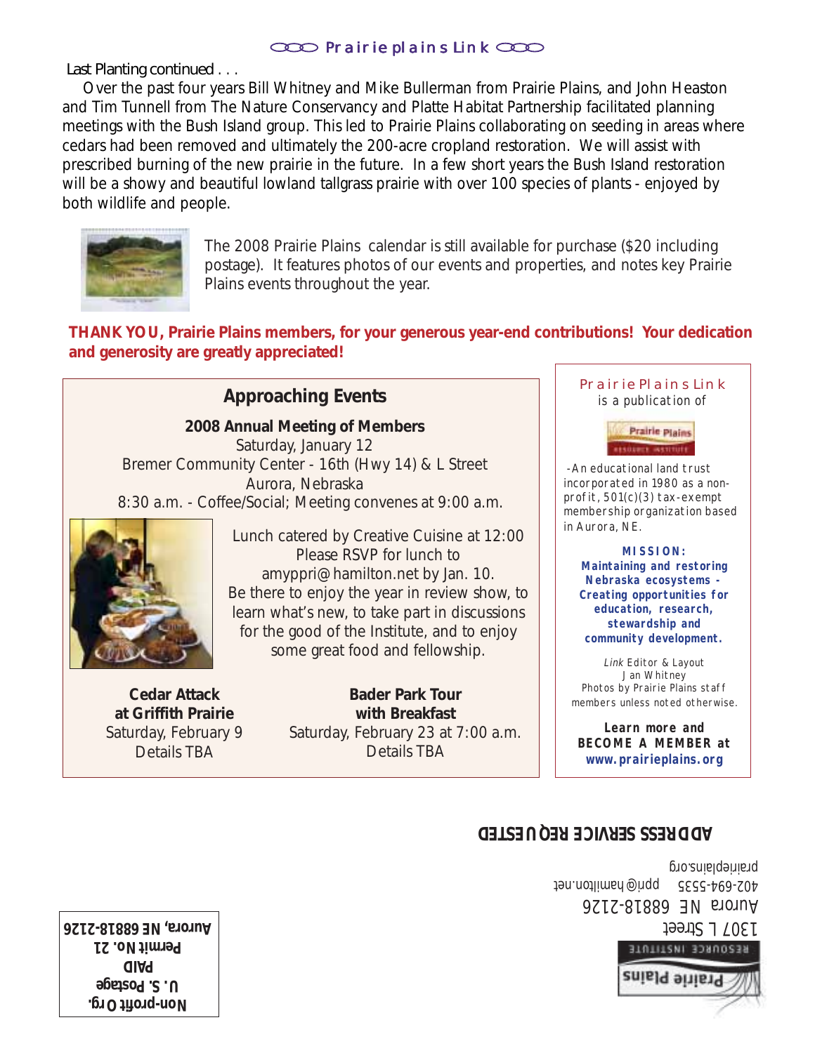Last Planting continued . . .

Over the past four years Bill Whitney and Mike Bullerman from Prairie Plains, and John Heaston and Tim Tunnell from The Nature Conservancy and Platte Habitat Partnership facilitated planning meetings with the Bush Island group. This led to Prairie Plains collaborating on seeding in areas where cedars had been removed and ultimately the 200-acre cropland restoration. We will assist with prescribed burning of the new prairie in the future. In a few short years the Bush Island restoration will be a showy and beautiful lowland tallgrass prairie with over 100 species of plants - enjoyed by both wildlife and people.

The 2008 Prairie Plains calendar is still available for purchase ($20 including postage). It features photos of our events and properties, and notes key Prairie Plains events throughout the year.

**THANK YOU, Prairie Plains members, for your generous year-end contributions! Your dedication and generosity are greatly appreciated!**

## Approaching Events

**2008 Annual Meeting of Members**
Saturday, January 12
Bremer Community Center - 16th (Hwy 14) & L Street
Aurora, Nebraska
8:30 a.m. - Coffee/Social; Meeting convenes at 9:00 a.m.

Lunch catered by Creative Cuisine at 12:00
Please RSVP for lunch to
amyppri@hamilton.net by Jan. 10.
Be there to enjoy the year in review show, to learn what's new, to take part in discussions for the good of the Institute, and to enjoy some great food and fellowship.

**Cedar Attack at Griffith Prairie**
Saturday, February 9
Details TBA

**Bader Park Tour with Breakfast**
Saturday, February 23 at 7:00 a.m.
Details TBA

Prairie Plains Link is a publication of Prairie Plains Resource Institute

-An educational land trust incorporated in 1980 as a non-profit, 501(c)(3) tax-exempt membership organization based in Aurora, NE.

**MISSION: Maintaining and restoring Nebraska ecosystems - Creating opportunities for education, research, stewardship and community development.**

*Link* Editor & Layout
Jan Whitney
Photos by Prairie Plains staff members unless noted otherwise.

**Learn more and BECOME A MEMBER at www.prairieplains.org**

**ADDRESS SERVICE REQUESTED**

Prairie Plains Resource Institute
1307 L Street
Aurora NE 68818-2126
402-694-5535 ppri@hamilton.net
prairieplains.org

**Non-profit Org.
U. S. Postage
PAID
Permit No. 21
Aurora, NE 68818-2126**